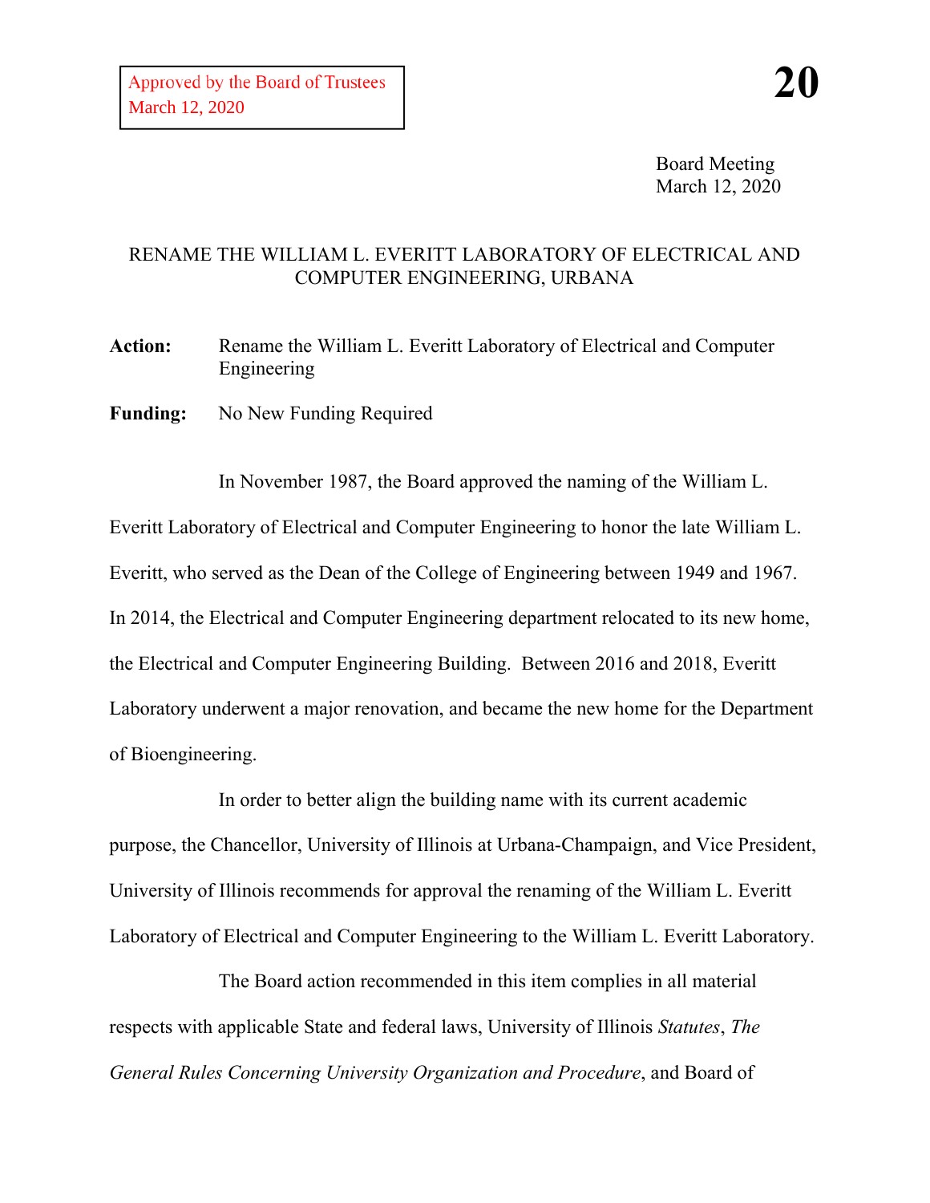Approved by the Board of Trustees
March 12, 2020

**20**

Board Meeting
March 12, 2020

# RENAME THE WILLIAM L. EVERITT LABORATORY OF ELECTRICAL AND COMPUTER ENGINEERING, URBANA

**Action:** Rename the William L. Everitt Laboratory of Electrical and Computer Engineering

**Funding:** No New Funding Required

In November 1987, the Board approved the naming of the William L. Everitt Laboratory of Electrical and Computer Engineering to honor the late William L. Everitt, who served as the Dean of the College of Engineering between 1949 and 1967. In 2014, the Electrical and Computer Engineering department relocated to its new home, the Electrical and Computer Engineering Building. Between 2016 and 2018, Everitt Laboratory underwent a major renovation, and became the new home for the Department of Bioengineering.

In order to better align the building name with its current academic purpose, the Chancellor, University of Illinois at Urbana-Champaign, and Vice President, University of Illinois recommends for approval the renaming of the William L. Everitt Laboratory of Electrical and Computer Engineering to the William L. Everitt Laboratory.

The Board action recommended in this item complies in all material respects with applicable State and federal laws, University of Illinois *Statutes*, *The General Rules Concerning University Organization and Procedure*, and Board of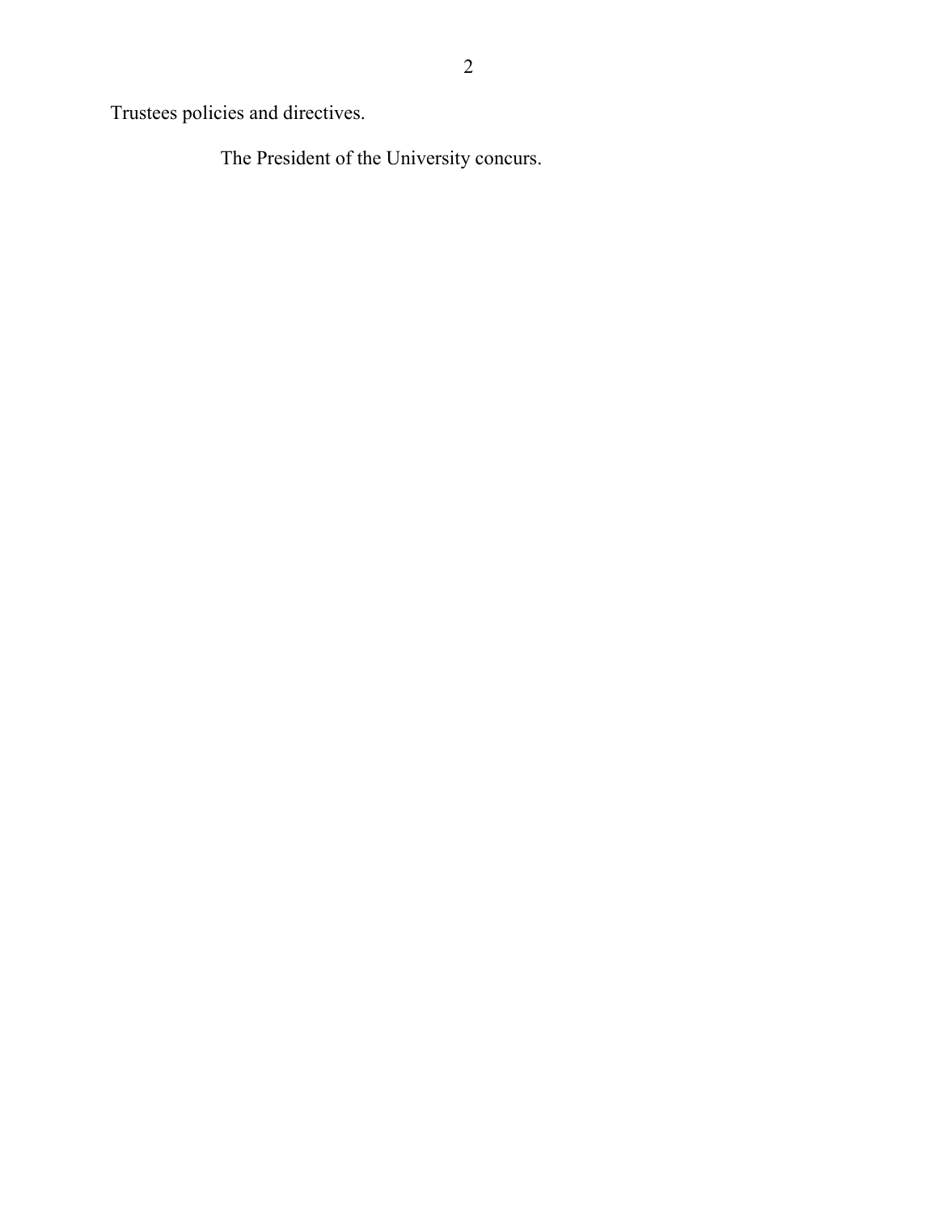Trustees policies and directives.

The President of the University concurs.